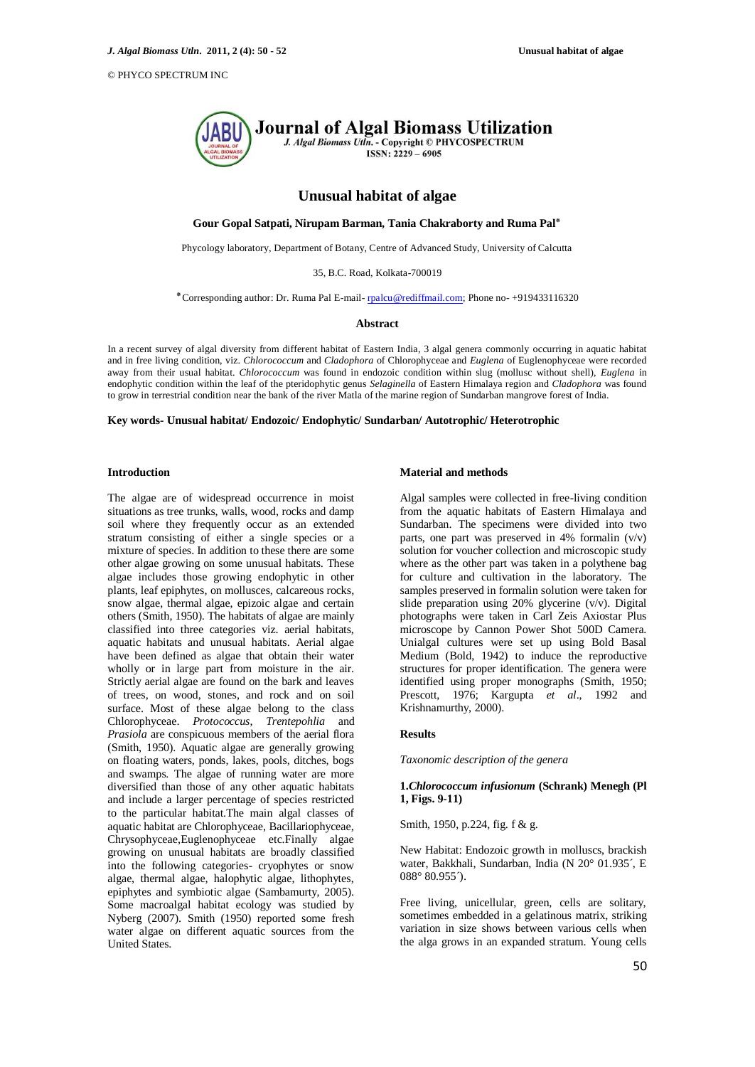© PHYCO SPECTRUM INC

**Journal of Algal Biomass Utilization**

*J. Algal Biomass Utln.* - Copyright © PHYCOSPECTRUM

ISSN: 2229 – 6905

# Unusual habitat of algae

**Gour Gopal Satpati, Nirupam Barman, Tania Chakraborty and Ruma Pal***

Phycology laboratory, Department of Botany, Centre of Advanced Study, University of Calcutta

35, B.C. Road, Kolkata-700019

*Corresponding author: Dr. Ruma Pal E-mail- rpalcu@rediffmail.com; Phone no- +919433116320

## Abstract

In a recent survey of algal diversity from different habitat of Eastern India, 3 algal genera commonly occurring in aquatic habitat and in free living condition, viz. *Chlorococcum* and *Cladophora* of Chlorophyceae and *Euglena* of Euglenophyceae were recorded away from their usual habitat. *Chlorococcum* was found in endozoic condition within slug (mollusc without shell), *Euglena* in endophytic condition within the leaf of the pteridophytic genus *Selaginella* of Eastern Himalaya region and *Cladophora* was found to grow in terrestrial condition near the bank of the river Matla of the marine region of Sundarban mangrove forest of India.

**Key words- Unusual habitat/ Endozoic/ Endophytic/ Sundarban/ Autotrophic/ Heterotrophic**

## Introduction

The algae are of widespread occurrence in moist situations as tree trunks, walls, wood, rocks and damp soil where they frequently occur as an extended stratum consisting of either a single species or a mixture of species. In addition to these there are some other algae growing on some unusual habitats. These algae includes those growing endophytic in other plants, leaf epiphytes, on mollusces, calcareous rocks, snow algae, thermal algae, epizoic algae and certain others (Smith, 1950). The habitats of algae are mainly classified into three categories viz. aerial habitats, aquatic habitats and unusual habitats. Aerial algae have been defined as algae that obtain their water wholly or in large part from moisture in the air. Strictly aerial algae are found on the bark and leaves of trees, on wood, stones, and rock and on soil surface. Most of these algae belong to the class Chlorophyceae. *Protococcus*, *Trentepohlia* and *Prasiola* are conspicuous members of the aerial flora (Smith, 1950). Aquatic algae are generally growing on floating waters, ponds, lakes, pools, ditches, bogs and swamps. The algae of running water are more diversified than those of any other aquatic habitats and include a larger percentage of species restricted to the particular habitat.The main algal classes of aquatic habitat are Chlorophyceae, Bacillariophyceae, Chrysophyceae,Euglenophyceae etc.Finally algae growing on unusual habitats are broadly classified into the following categories- cryophytes or snow algae, thermal algae, halophytic algae, lithophytes, epiphytes and symbiotic algae (Sambamurty, 2005). Some macroalgal habitat ecology was studied by Nyberg (2007). Smith (1950) reported some fresh water algae on different aquatic sources from the United States.

## Material and methods

Algal samples were collected in free-living condition from the aquatic habitats of Eastern Himalaya and Sundarban. The specimens were divided into two parts, one part was preserved in 4% formalin (v/v) solution for voucher collection and microscopic study where as the other part was taken in a polythene bag for culture and cultivation in the laboratory. The samples preserved in formalin solution were taken for slide preparation using 20% glycerine (v/v). Digital photographs were taken in Carl Zeis Axiostar Plus microscope by Cannon Power Shot 500D Camera. Unialgal cultures were set up using Bold Basal Medium (Bold, 1942) to induce the reproductive structures for proper identification. The genera were identified using proper monographs (Smith, 1950; Prescott, 1976; Kargupta *et al*., 1992 and Krishnamurthy, 2000).

## Results

*Taxonomic description of the genera*

**1.*Chlorococcum infusionum* (Schrank) Menegh (Pl 1, Figs. 9-11)**

Smith, 1950, p.224, fig. f & g.

New Habitat: Endozoic growth in molluscs, brackish water, Bakkhali, Sundarban, India (N 20° 01.935´, E 088° 80.955´).

Free living, unicellular, green, cells are solitary, sometimes embedded in a gelatinous matrix, striking variation in size shows between various cells when the alga grows in an expanded stratum. Young cells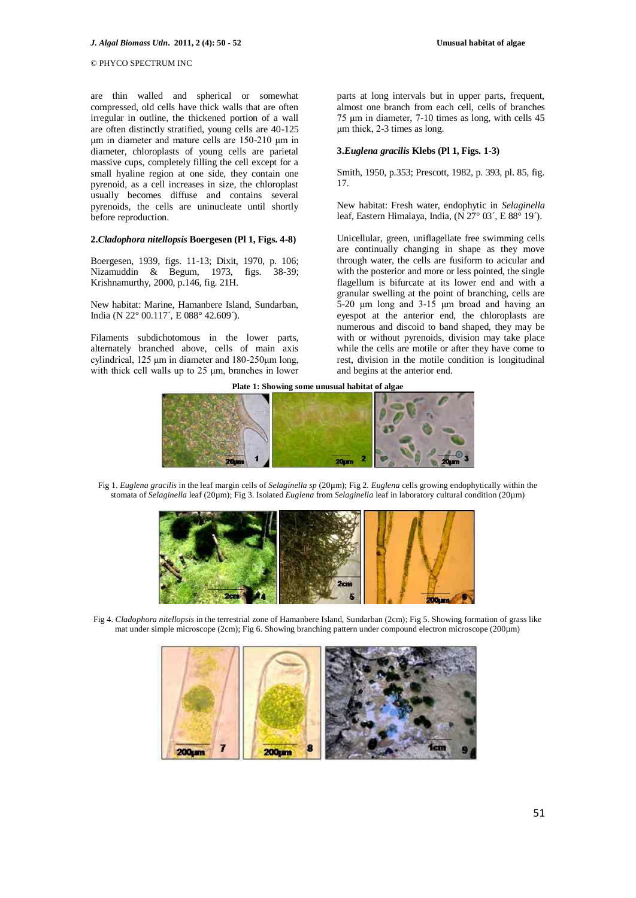are thin walled and spherical or somewhat compressed, old cells have thick walls that are often irregular in outline, the thickened portion of a wall are often distinctly stratified, young cells are 40-125 µm in diameter and mature cells are 150-210 µm in diameter, chloroplasts of young cells are parietal massive cups, completely filling the cell except for a small hyaline region at one side, they contain one pyrenoid, as a cell increases in size, the chloroplast usually becomes diffuse and contains several pyrenoids, the cells are uninucleate until shortly before reproduction.

**2.*Cladophora nitellopsis* Boergesen (Pl 1, Figs. 4-8)**

Boergesen, 1939, figs. 11-13; Dixit, 1970, p. 106; Nizamuddin & Begum, 1973, figs. 38-39; Krishnamurthy, 2000, p.146, fig. 21H.

New habitat: Marine, Hamanbere Island, Sundarban, India (N 22° 00.117´, E 088° 42.609´).

Filaments subdichotomous in the lower parts, alternately branched above, cells of main axis cylindrical, 125 µm in diameter and 180-250µm long, with thick cell walls up to 25 µm, branches in lower parts at long intervals but in upper parts, frequent, almost one branch from each cell, cells of branches 75 µm in diameter, 7-10 times as long, with cells 45 µm thick, 2-3 times as long.

**3.*Euglena gracilis* Klebs (Pl 1, Figs. 1-3)**

Smith, 1950, p.353; Prescott, 1982, p. 393, pl. 85, fig. 17.

New habitat: Fresh water, endophytic in *Selaginella* leaf, Eastern Himalaya, India, (N 27° 03´, E 88° 19´).

Unicellular, green, uniflagellate free swimming cells are continually changing in shape as they move through water, the cells are fusiform to acicular and with the posterior and more or less pointed, the single flagellum is bifurcate at its lower end and with a granular swelling at the point of branching, cells are 5-20 µm long and 3-15 µm broad and having an eyespot at the anterior end, the chloroplasts are numerous and discoid to band shaped, they may be with or without pyrenoids, division may take place while the cells are motile or after they have come to rest, division in the motile condition is longitudinal and begins at the anterior end.

**Plate 1: Showing some unusual habitat of algae**

Fig 1. *Euglena gracilis* in the leaf margin cells of *Selaginella sp* (20µm); Fig 2. *Euglena* cells growing endophytically within the stomata of *Selaginella* leaf (20µm); Fig 3. Isolated *Euglena* from *Selaginella* leaf in laboratory cultural condition (20µm)

Fig 4. *Cladophora nitellopsis* in the terrestrial zone of Hamanbere Island, Sundarban (2cm); Fig 5. Showing formation of grass like mat under simple microscope (2cm); Fig 6. Showing branching pattern under compound electron microscope (200µm)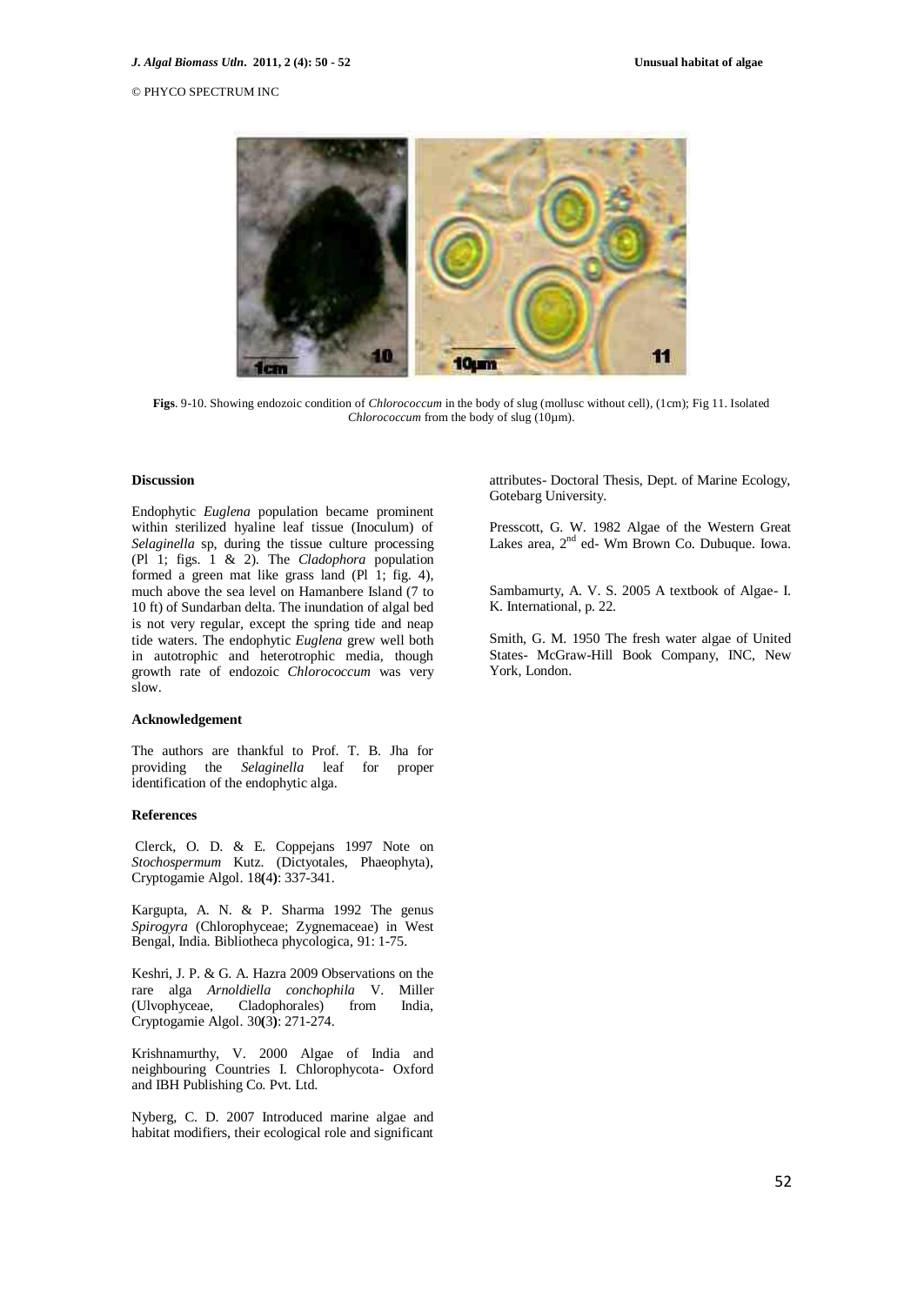**Figs**. 9-10. Showing endozoic condition of *Chlorococcum* in the body of slug (mollusc without cell), (1cm); Fig 11. Isolated *Chlorococcum* from the body of slug (10µm).

### Discussion

Endophytic *Euglena* population became prominent within sterilized hyaline leaf tissue (Inoculum) of *Selaginella* sp, during the tissue culture processing (Pl 1; figs. 1 & 2). The *Cladophora* population formed a green mat like grass land (Pl 1; fig. 4), much above the sea level on Hamanbere Island (7 to 10 ft) of Sundarban delta. The inundation of algal bed is not very regular, except the spring tide and neap tide waters. The endophytic *Euglena* grew well both in autotrophic and heterotrophic media, though growth rate of endozoic *Chlorococcum* was very slow.

### Acknowledgement

The authors are thankful to Prof. T. B. Jha for providing the *Selaginella* leaf for proper identification of the endophytic alga.

### References

Clerck, O. D. & E. Coppejans 1997 Note on *Stochospermum* Kutz. (Dictyotales, Phaeophyta), Cryptogamie Algol. 18**(**4**)**: 337-341.

Kargupta, A. N. & P. Sharma 1992 The genus *Spirogyra* (Chlorophyceae; Zygnemaceae) in West Bengal, India. Bibliotheca phycologica, 91: 1-75.

Keshri, J. P. & G. A. Hazra 2009 Observations on the rare alga *Arnoldiella conchophila* V. Miller (Ulvophyceae, Cladophorales) from India, Cryptogamie Algol. 30**(**3**)**: 271-274.

Krishnamurthy, V. 2000 Algae of India and neighbouring Countries I. Chlorophycota- Oxford and IBH Publishing Co. Pvt. Ltd.

Nyberg, C. D. 2007 Introduced marine algae and habitat modifiers, their ecological role and significant attributes- Doctoral Thesis, Dept. of Marine Ecology, Gotebarg University.

Presscott, G. W. 1982 Algae of the Western Great Lakes area, 2nd ed- Wm Brown Co. Dubuque. Iowa.

Sambamurty, A. V. S. 2005 A textbook of Algae- I. K. International, p. 22.

Smith, G. M. 1950 The fresh water algae of United States- McGraw-Hill Book Company, INC, New York, London.